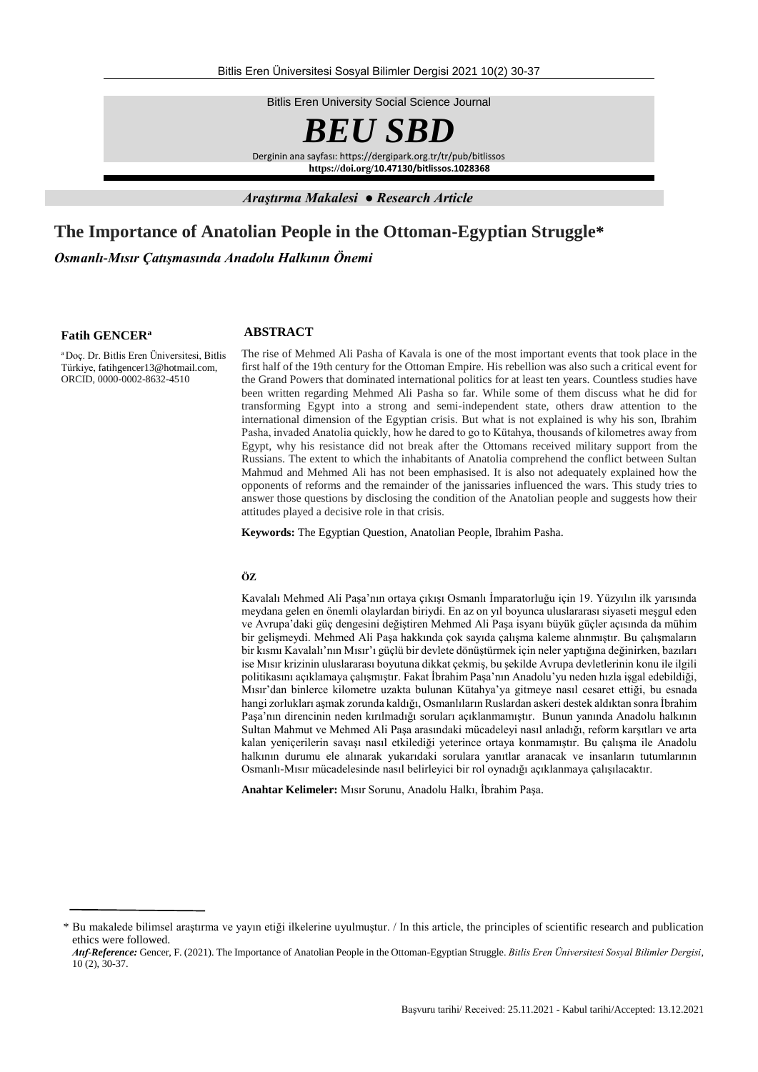Bitlis Eren University Social Science Journal

**BEU SBD**

Derginin ana sayfası: https://dergipark.org.tr/tr/pub/bitlissos
**https://doi.org/10.47130/bitlissos.1028368**

*Araştırma Makalesi ● Research Article*

# The Importance of Anatolian People in the Ottoman-Egyptian Struggle*

## *Osmanlı-Mısır Çatışmasında Anadolu Halkının Önemi*

**Fatih GENCER**[a]

[a] Doç. Dr. Bitlis Eren Üniversitesi, Bitlis Türkiye, fatihgencer13@hotmail.com, ORCID, 0000-0002-8632-4510

### ABSTRACT

The rise of Mehmed Ali Pasha of Kavala is one of the most important events that took place in the first half of the 19th century for the Ottoman Empire. His rebellion was also such a critical event for the Grand Powers that dominated international politics for at least ten years. Countless studies have been written regarding Mehmed Ali Pasha so far. While some of them discuss what he did for transforming Egypt into a strong and semi-independent state, others draw attention to the international dimension of the Egyptian crisis. But what is not explained is why his son, Ibrahim Pasha, invaded Anatolia quickly, how he dared to go to Kütahya, thousands of kilometres away from Egypt, why his resistance did not break after the Ottomans received military support from the Russians. The extent to which the inhabitants of Anatolia comprehend the conflict between Sultan Mahmud and Mehmed Ali has not been emphasised. It is also not adequately explained how the opponents of reforms and the remainder of the janissaries influenced the wars. This study tries to answer those questions by disclosing the condition of the Anatolian people and suggests how their attitudes played a decisive role in that crisis.

**Keywords:** The Egyptian Question, Anatolian People, Ibrahim Pasha.

### ÖZ

Kavalalı Mehmed Ali Paşa'nın ortaya çıkışı Osmanlı İmparatorluğu için 19. Yüzyılın ilk yarısında meydana gelen en önemli olaylardan biriydi. En az on yıl boyunca uluslararası siyaseti meşgul eden ve Avrupa'daki güç dengesini değiştiren Mehmed Ali Paşa isyanı büyük güçler açısında da mühim bir gelişmeydi. Mehmed Ali Paşa hakkında çok sayıda çalışma kaleme alınmıştır. Bu çalışmaların bir kısmı Kavalalı'nın Mısır'ı güçlü bir devlete dönüştürmek için neler yaptığına değinirken, bazıları ise Mısır krizinin uluslararası boyutuna dikkat çekmiş, bu şekilde Avrupa devletlerinin konu ile ilgili politikasını açıklamaya çalışmıştır. Fakat İbrahim Paşa'nın Anadolu'yu neden hızla işgal edebildiği, Mısır'dan binlerce kilometre uzakta bulunan Kütahya'ya gitmeye nasıl cesaret ettiği, bu esnada hangi zorlukları aşmak zorunda kaldığı, Osmanlıların Ruslardan askeri destek aldıktan sonra İbrahim Paşa'nın direncinin neden kırılmadığı soruları açıklanmamıştır. Bunun yanında Anadolu halkının Sultan Mahmut ve Mehmed Ali Paşa arasındaki mücadeleyi nasıl anladığı, reform karşıtları ve arta kalan yeniçerilerin savaşı nasıl etkilediği yeterince ortaya konmamıştır. Bu çalışma ile Anadolu halkının durumu ele alınarak yukarıdaki sorulara yanıtlar aranacak ve insanların tutumlarının Osmanlı-Mısır mücadelesinde nasıl belirleyici bir rol oynadığı açıklanmaya çalışılacaktır.

**Anahtar Kelimeler:** Mısır Sorunu, Anadolu Halkı, İbrahim Paşa.

---

\* Bu makalede bilimsel araştırma ve yayın etiği ilkelerine uyulmuştur. / In this article, the principles of scientific research and publication ethics were followed.

***Atıf-Reference:*** Gencer, F. (2021). The Importance of Anatolian People in the Ottoman-Egyptian Struggle. *Bitlis Eren Üniversitesi Sosyal Bilimler Dergisi*, 10 (2), 30-37.

Başvuru tarihi/ Received: 25.11.2021 - Kabul tarihi/Accepted: 13.12.2021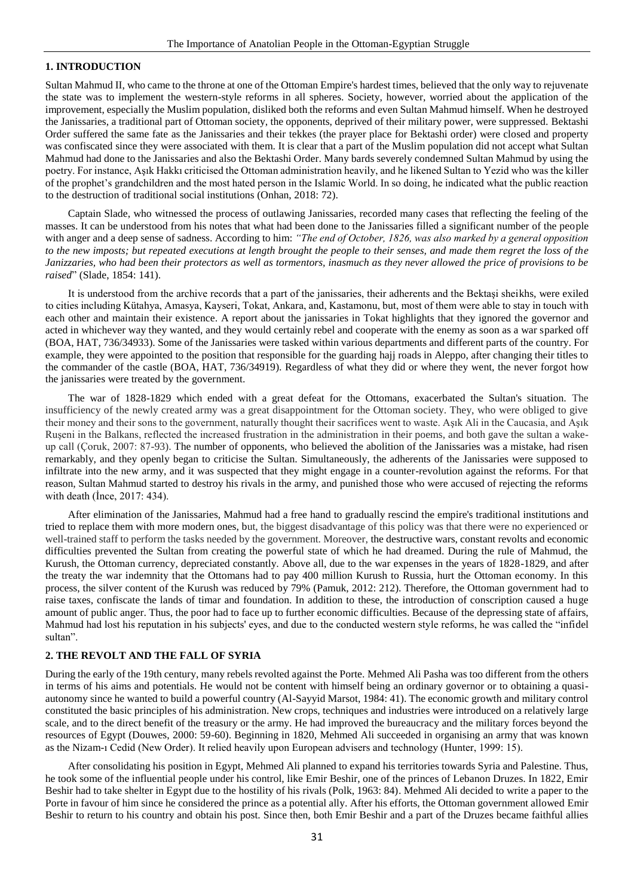## 1. INTRODUCTION

Sultan Mahmud II, who came to the throne at one of the Ottoman Empire's hardest times, believed that the only way to rejuvenate the state was to implement the western-style reforms in all spheres. Society, however, worried about the application of the improvement, especially the Muslim population, disliked both the reforms and even Sultan Mahmud himself. When he destroyed the Janissaries, a traditional part of Ottoman society, the opponents, deprived of their military power, were suppressed. Bektashi Order suffered the same fate as the Janissaries and their tekkes (the prayer place for Bektashi order) were closed and property was confiscated since they were associated with them. It is clear that a part of the Muslim population did not accept what Sultan Mahmud had done to the Janissaries and also the Bektashi Order. Many bards severely condemned Sultan Mahmud by using the poetry. For instance, Aşık Hakkı criticised the Ottoman administration heavily, and he likened Sultan to Yezid who was the killer of the prophet's grandchildren and the most hated person in the Islamic World. In so doing, he indicated what the public reaction to the destruction of traditional social institutions (Onhan, 2018: 72).

Captain Slade, who witnessed the process of outlawing Janissaries, recorded many cases that reflecting the feeling of the masses. It can be understood from his notes that what had been done to the Janissaries filled a significant number of the people with anger and a deep sense of sadness. According to him: *"The end of October, 1826, was also marked by a general opposition to the new imposts; but repeated executions at length brought the people to their senses, and made them regret the loss of the Janizzaries, who had been their protectors as well as tormentors, inasmuch as they never allowed the price of provisions to be raised*" (Slade, 1854: 141).

It is understood from the archive records that a part of the janissaries, their adherents and the Bektaşi sheikhs, were exiled to cities including Kütahya, Amasya, Kayseri, Tokat, Ankara, and, Kastamonu, but, most of them were able to stay in touch with each other and maintain their existence. A report about the janissaries in Tokat highlights that they ignored the governor and acted in whichever way they wanted, and they would certainly rebel and cooperate with the enemy as soon as a war sparked off (BOA, HAT, 736/34933). Some of the Janissaries were tasked within various departments and different parts of the country. For example, they were appointed to the position that responsible for the guarding hajj roads in Aleppo, after changing their titles to the commander of the castle (BOA, HAT, 736/34919). Regardless of what they did or where they went, the never forgot how the janissaries were treated by the government.

The war of 1828-1829 which ended with a great defeat for the Ottomans, exacerbated the Sultan's situation. The insufficiency of the newly created army was a great disappointment for the Ottoman society. They, who were obliged to give their money and their sons to the government, naturally thought their sacrifices went to waste. Aşık Ali in the Caucasia, and Aşık Ruşeni in the Balkans, reflected the increased frustration in the administration in their poems, and both gave the sultan a wake-up call (Çoruk, 2007: 87-93). The number of opponents, who believed the abolition of the Janissaries was a mistake, had risen remarkably, and they openly began to criticise the Sultan. Simultaneously, the adherents of the Janissaries were supposed to infiltrate into the new army, and it was suspected that they might engage in a counter-revolution against the reforms. For that reason, Sultan Mahmud started to destroy his rivals in the army, and punished those who were accused of rejecting the reforms with death (İnce, 2017: 434).

After elimination of the Janissaries, Mahmud had a free hand to gradually rescind the empire's traditional institutions and tried to replace them with more modern ones, but, the biggest disadvantage of this policy was that there were no experienced or well-trained staff to perform the tasks needed by the government. Moreover, the destructive wars, constant revolts and economic difficulties prevented the Sultan from creating the powerful state of which he had dreamed. During the rule of Mahmud, the Kurush, the Ottoman currency, depreciated constantly. Above all, due to the war expenses in the years of 1828-1829, and after the treaty the war indemnity that the Ottomans had to pay 400 million Kurush to Russia, hurt the Ottoman economy. In this process, the silver content of the Kurush was reduced by 79% (Pamuk, 2012: 212). Therefore, the Ottoman government had to raise taxes, confiscate the lands of timar and foundation. In addition to these, the introduction of conscription caused a huge amount of public anger. Thus, the poor had to face up to further economic difficulties. Because of the depressing state of affairs, Mahmud had lost his reputation in his subjects' eyes, and due to the conducted western style reforms, he was called the "infidel sultan".

## 2. THE REVOLT AND THE FALL OF SYRIA

During the early of the 19th century, many rebels revolted against the Porte. Mehmed Ali Pasha was too different from the others in terms of his aims and potentials. He would not be content with himself being an ordinary governor or to obtaining a quasi-autonomy since he wanted to build a powerful country (Al-Sayyid Marsot, 1984: 41). The economic growth and military control constituted the basic principles of his administration. New crops, techniques and industries were introduced on a relatively large scale, and to the direct benefit of the treasury or the army. He had improved the bureaucracy and the military forces beyond the resources of Egypt (Douwes, 2000: 59-60). Beginning in 1820, Mehmed Ali succeeded in organising an army that was known as the Nizam-ı Cedid (New Order). It relied heavily upon European advisers and technology (Hunter, 1999: 15).

After consolidating his position in Egypt, Mehmed Ali planned to expand his territories towards Syria and Palestine. Thus, he took some of the influential people under his control, like Emir Beshir, one of the princes of Lebanon Druzes. In 1822, Emir Beshir had to take shelter in Egypt due to the hostility of his rivals (Polk, 1963: 84). Mehmed Ali decided to write a paper to the Porte in favour of him since he considered the prince as a potential ally. After his efforts, the Ottoman government allowed Emir Beshir to return to his country and obtain his post. Since then, both Emir Beshir and a part of the Druzes became faithful allies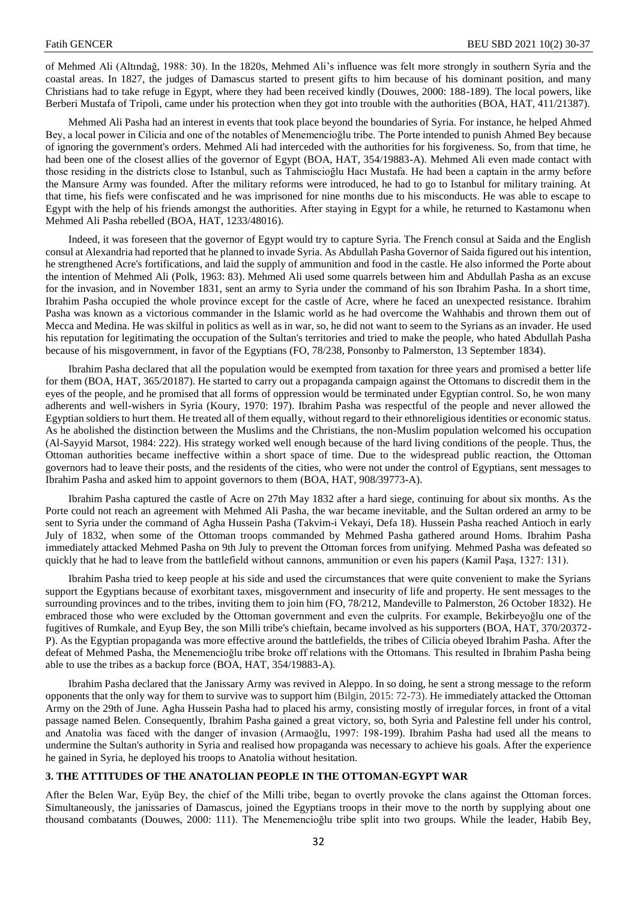of Mehmed Ali (Altındağ, 1988: 30). In the 1820s, Mehmed Ali's influence was felt more strongly in southern Syria and the coastal areas. In 1827, the judges of Damascus started to present gifts to him because of his dominant position, and many Christians had to take refuge in Egypt, where they had been received kindly (Douwes, 2000: 188-189). The local powers, like Berberi Mustafa of Tripoli, came under his protection when they got into trouble with the authorities (BOA, HAT, 411/21387).

Mehmed Ali Pasha had an interest in events that took place beyond the boundaries of Syria. For instance, he helped Ahmed Bey, a local power in Cilicia and one of the notables of Menemencioğlu tribe. The Porte intended to punish Ahmed Bey because of ignoring the government's orders. Mehmed Ali had interceded with the authorities for his forgiveness. So, from that time, he had been one of the closest allies of the governor of Egypt (BOA, HAT, 354/19883-A). Mehmed Ali even made contact with those residing in the districts close to Istanbul, such as Tahmiscioğlu Hacı Mustafa. He had been a captain in the army before the Mansure Army was founded. After the military reforms were introduced, he had to go to Istanbul for military training. At that time, his fiefs were confiscated and he was imprisoned for nine months due to his misconducts. He was able to escape to Egypt with the help of his friends amongst the authorities. After staying in Egypt for a while, he returned to Kastamonu when Mehmed Ali Pasha rebelled (BOA, HAT, 1233/48016).

Indeed, it was foreseen that the governor of Egypt would try to capture Syria. The French consul at Saida and the English consul at Alexandria had reported that he planned to invade Syria. As Abdullah Pasha Governor of Saida figured out his intention, he strengthened Acre's fortifications, and laid the supply of ammunition and food in the castle. He also informed the Porte about the intention of Mehmed Ali (Polk, 1963: 83). Mehmed Ali used some quarrels between him and Abdullah Pasha as an excuse for the invasion, and in November 1831, sent an army to Syria under the command of his son Ibrahim Pasha. In a short time, Ibrahim Pasha occupied the whole province except for the castle of Acre, where he faced an unexpected resistance. Ibrahim Pasha was known as a victorious commander in the Islamic world as he had overcome the Wahhabis and thrown them out of Mecca and Medina. He was skilful in politics as well as in war, so, he did not want to seem to the Syrians as an invader. He used his reputation for legitimating the occupation of the Sultan's territories and tried to make the people, who hated Abdullah Pasha because of his misgovernment, in favor of the Egyptians (FO, 78/238, Ponsonby to Palmerston, 13 September 1834).

Ibrahim Pasha declared that all the population would be exempted from taxation for three years and promised a better life for them (BOA, HAT, 365/20187). He started to carry out a propaganda campaign against the Ottomans to discredit them in the eyes of the people, and he promised that all forms of oppression would be terminated under Egyptian control. So, he won many adherents and well-wishers in Syria (Koury, 1970: 197). Ibrahim Pasha was respectful of the people and never allowed the Egyptian soldiers to hurt them. He treated all of them equally, without regard to their ethnoreligious identities or economic status. As he abolished the distinction between the Muslims and the Christians, the non-Muslim population welcomed his occupation (Al-Sayyid Marsot, 1984: 222). His strategy worked well enough because of the hard living conditions of the people. Thus, the Ottoman authorities became ineffective within a short space of time. Due to the widespread public reaction, the Ottoman governors had to leave their posts, and the residents of the cities, who were not under the control of Egyptians, sent messages to Ibrahim Pasha and asked him to appoint governors to them (BOA, HAT, 908/39773-A).

Ibrahim Pasha captured the castle of Acre on 27th May 1832 after a hard siege, continuing for about six months. As the Porte could not reach an agreement with Mehmed Ali Pasha, the war became inevitable, and the Sultan ordered an army to be sent to Syria under the command of Agha Hussein Pasha (Takvim-i Vekayi, Defa 18). Hussein Pasha reached Antioch in early July of 1832, when some of the Ottoman troops commanded by Mehmed Pasha gathered around Homs. Ibrahim Pasha immediately attacked Mehmed Pasha on 9th July to prevent the Ottoman forces from unifying. Mehmed Pasha was defeated so quickly that he had to leave from the battlefield without cannons, ammunition or even his papers (Kamil Paşa, 1327: 131).

Ibrahim Pasha tried to keep people at his side and used the circumstances that were quite convenient to make the Syrians support the Egyptians because of exorbitant taxes, misgovernment and insecurity of life and property. He sent messages to the surrounding provinces and to the tribes, inviting them to join him (FO, 78/212, Mandeville to Palmerston, 26 October 1832). He embraced those who were excluded by the Ottoman government and even the culprits. For example, Bekirbeyoğlu one of the fugitives of Rumkale, and Eyup Bey, the son Milli tribe's chieftain, became involved as his supporters (BOA, HAT, 370/20372-P). As the Egyptian propaganda was more effective around the battlefields, the tribes of Cilicia obeyed Ibrahim Pasha. After the defeat of Mehmed Pasha, the Menemencioğlu tribe broke off relations with the Ottomans. This resulted in Ibrahim Pasha being able to use the tribes as a backup force (BOA, HAT, 354/19883-A).

Ibrahim Pasha declared that the Janissary Army was revived in Aleppo. In so doing, he sent a strong message to the reform opponents that the only way for them to survive was to support him (Bilgin, 2015: 72-73). He immediately attacked the Ottoman Army on the 29th of June. Agha Hussein Pasha had to placed his army, consisting mostly of irregular forces, in front of a vital passage named Belen. Consequently, Ibrahim Pasha gained a great victory, so, both Syria and Palestine fell under his control, and Anatolia was faced with the danger of invasion (Armaoğlu, 1997: 198-199). Ibrahim Pasha had used all the means to undermine the Sultan's authority in Syria and realised how propaganda was necessary to achieve his goals. After the experience he gained in Syria, he deployed his troops to Anatolia without hesitation.

## 3. THE ATTITUDES OF THE ANATOLIAN PEOPLE IN THE OTTOMAN-EGYPT WAR

After the Belen War, Eyüp Bey, the chief of the Milli tribe, began to overtly provoke the clans against the Ottoman forces. Simultaneously, the janissaries of Damascus, joined the Egyptians troops in their move to the north by supplying about one thousand combatants (Douwes, 2000: 111). The Menemencioğlu tribe split into two groups. While the leader, Habib Bey,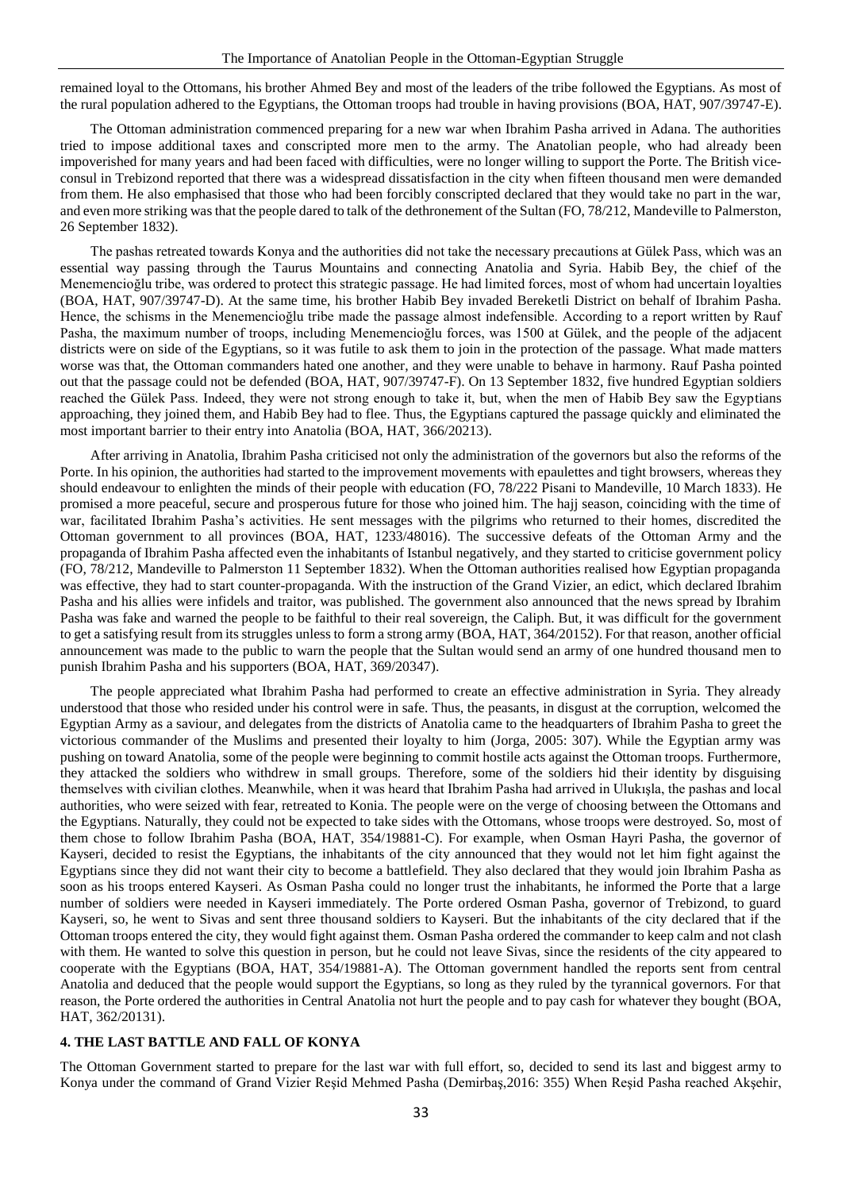remained loyal to the Ottomans, his brother Ahmed Bey and most of the leaders of the tribe followed the Egyptians. As most of the rural population adhered to the Egyptians, the Ottoman troops had trouble in having provisions (BOA, HAT, 907/39747-E).

The Ottoman administration commenced preparing for a new war when Ibrahim Pasha arrived in Adana. The authorities tried to impose additional taxes and conscripted more men to the army. The Anatolian people, who had already been impoverished for many years and had been faced with difficulties, were no longer willing to support the Porte. The British vice-consul in Trebizond reported that there was a widespread dissatisfaction in the city when fifteen thousand men were demanded from them. He also emphasised that those who had been forcibly conscripted declared that they would take no part in the war, and even more striking was that the people dared to talk of the dethronement of the Sultan (FO, 78/212, Mandeville to Palmerston, 26 September 1832).

The pashas retreated towards Konya and the authorities did not take the necessary precautions at Gülek Pass, which was an essential way passing through the Taurus Mountains and connecting Anatolia and Syria. Habib Bey, the chief of the Menemencioğlu tribe, was ordered to protect this strategic passage. He had limited forces, most of whom had uncertain loyalties (BOA, HAT, 907/39747-D). At the same time, his brother Habib Bey invaded Bereketli District on behalf of Ibrahim Pasha. Hence, the schisms in the Menemencioğlu tribe made the passage almost indefensible. According to a report written by Rauf Pasha, the maximum number of troops, including Menemencioğlu forces, was 1500 at Gülek, and the people of the adjacent districts were on side of the Egyptians, so it was futile to ask them to join in the protection of the passage. What made matters worse was that, the Ottoman commanders hated one another, and they were unable to behave in harmony. Rauf Pasha pointed out that the passage could not be defended (BOA, HAT, 907/39747-F). On 13 September 1832, five hundred Egyptian soldiers reached the Gülek Pass. Indeed, they were not strong enough to take it, but, when the men of Habib Bey saw the Egyptians approaching, they joined them, and Habib Bey had to flee. Thus, the Egyptians captured the passage quickly and eliminated the most important barrier to their entry into Anatolia (BOA, HAT, 366/20213).

After arriving in Anatolia, Ibrahim Pasha criticised not only the administration of the governors but also the reforms of the Porte. In his opinion, the authorities had started to the improvement movements with epaulettes and tight browsers, whereas they should endeavour to enlighten the minds of their people with education (FO, 78/222 Pisani to Mandeville, 10 March 1833). He promised a more peaceful, secure and prosperous future for those who joined him. The hajj season, coinciding with the time of war, facilitated Ibrahim Pasha's activities. He sent messages with the pilgrims who returned to their homes, discredited the Ottoman government to all provinces (BOA, HAT, 1233/48016). The successive defeats of the Ottoman Army and the propaganda of Ibrahim Pasha affected even the inhabitants of Istanbul negatively, and they started to criticise government policy (FO, 78/212, Mandeville to Palmerston 11 September 1832). When the Ottoman authorities realised how Egyptian propaganda was effective, they had to start counter-propaganda. With the instruction of the Grand Vizier, an edict, which declared Ibrahim Pasha and his allies were infidels and traitor, was published. The government also announced that the news spread by Ibrahim Pasha was fake and warned the people to be faithful to their real sovereign, the Caliph. But, it was difficult for the government to get a satisfying result from its struggles unless to form a strong army (BOA, HAT, 364/20152). For that reason, another official announcement was made to the public to warn the people that the Sultan would send an army of one hundred thousand men to punish Ibrahim Pasha and his supporters (BOA, HAT, 369/20347).

The people appreciated what Ibrahim Pasha had performed to create an effective administration in Syria. They already understood that those who resided under his control were in safe. Thus, the peasants, in disgust at the corruption, welcomed the Egyptian Army as a saviour, and delegates from the districts of Anatolia came to the headquarters of Ibrahim Pasha to greet the victorious commander of the Muslims and presented their loyalty to him (Jorga, 2005: 307). While the Egyptian army was pushing on toward Anatolia, some of the people were beginning to commit hostile acts against the Ottoman troops. Furthermore, they attacked the soldiers who withdrew in small groups. Therefore, some of the soldiers hid their identity by disguising themselves with civilian clothes. Meanwhile, when it was heard that Ibrahim Pasha had arrived in Ulukışla, the pashas and local authorities, who were seized with fear, retreated to Konia. The people were on the verge of choosing between the Ottomans and the Egyptians. Naturally, they could not be expected to take sides with the Ottomans, whose troops were destroyed. So, most of them chose to follow Ibrahim Pasha (BOA, HAT, 354/19881-C). For example, when Osman Hayri Pasha, the governor of Kayseri, decided to resist the Egyptians, the inhabitants of the city announced that they would not let him fight against the Egyptians since they did not want their city to become a battlefield. They also declared that they would join Ibrahim Pasha as soon as his troops entered Kayseri. As Osman Pasha could no longer trust the inhabitants, he informed the Porte that a large number of soldiers were needed in Kayseri immediately. The Porte ordered Osman Pasha, governor of Trebizond, to guard Kayseri, so, he went to Sivas and sent three thousand soldiers to Kayseri. But the inhabitants of the city declared that if the Ottoman troops entered the city, they would fight against them. Osman Pasha ordered the commander to keep calm and not clash with them. He wanted to solve this question in person, but he could not leave Sivas, since the residents of the city appeared to cooperate with the Egyptians (BOA, HAT, 354/19881-A). The Ottoman government handled the reports sent from central Anatolia and deduced that the people would support the Egyptians, so long as they ruled by the tyrannical governors. For that reason, the Porte ordered the authorities in Central Anatolia not hurt the people and to pay cash for whatever they bought (BOA, HAT, 362/20131).

## 4. THE LAST BATTLE AND FALL OF KONYA

The Ottoman Government started to prepare for the last war with full effort, so, decided to send its last and biggest army to Konya under the command of Grand Vizier Reşid Mehmed Pasha (Demirbaş,2016: 355) When Reşid Pasha reached Akşehir,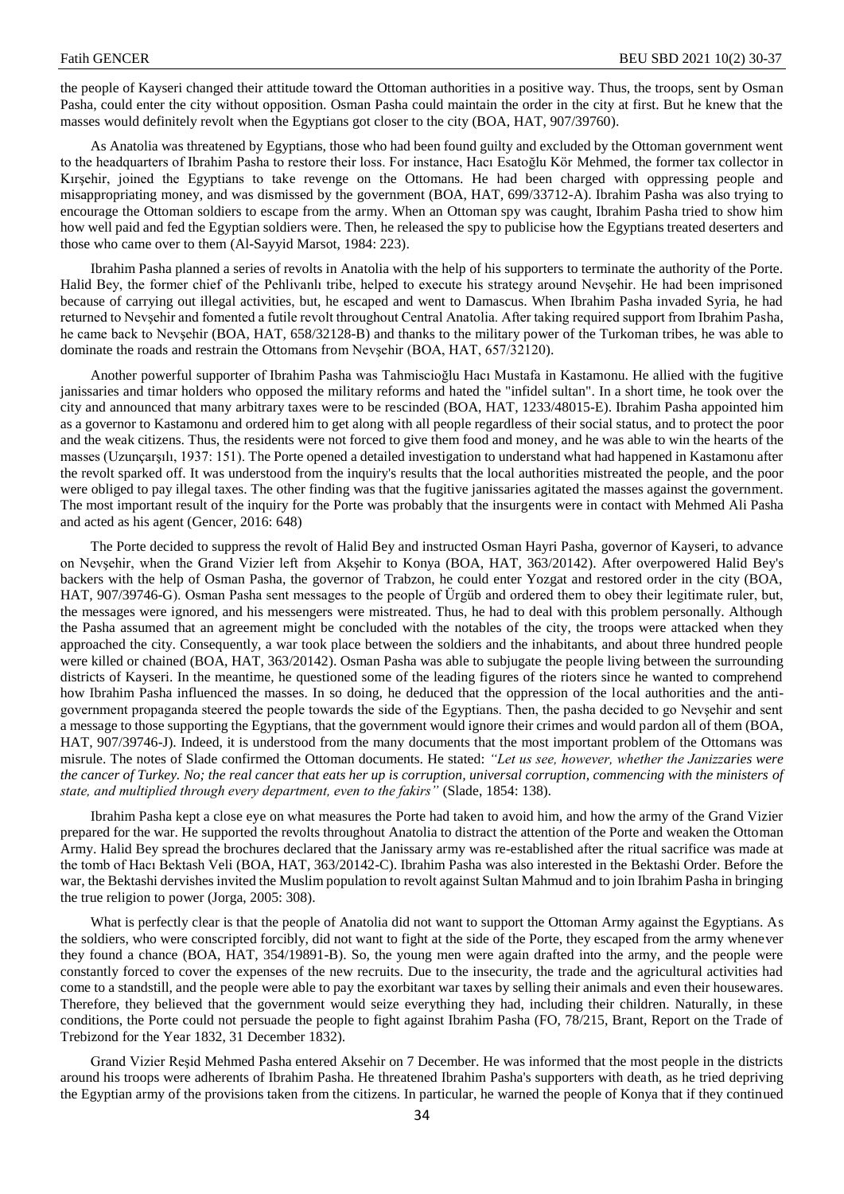the people of Kayseri changed their attitude toward the Ottoman authorities in a positive way. Thus, the troops, sent by Osman Pasha, could enter the city without opposition. Osman Pasha could maintain the order in the city at first. But he knew that the masses would definitely revolt when the Egyptians got closer to the city (BOA, HAT, 907/39760).

As Anatolia was threatened by Egyptians, those who had been found guilty and excluded by the Ottoman government went to the headquarters of Ibrahim Pasha to restore their loss. For instance, Hacı Esatoğlu Kör Mehmed, the former tax collector in Kırşehir, joined the Egyptians to take revenge on the Ottomans. He had been charged with oppressing people and misappropriating money, and was dismissed by the government (BOA, HAT, 699/33712-A). Ibrahim Pasha was also trying to encourage the Ottoman soldiers to escape from the army. When an Ottoman spy was caught, Ibrahim Pasha tried to show him how well paid and fed the Egyptian soldiers were. Then, he released the spy to publicise how the Egyptians treated deserters and those who came over to them (Al-Sayyid Marsot, 1984: 223).

Ibrahim Pasha planned a series of revolts in Anatolia with the help of his supporters to terminate the authority of the Porte. Halid Bey, the former chief of the Pehlivanlı tribe, helped to execute his strategy around Nevşehir. He had been imprisoned because of carrying out illegal activities, but, he escaped and went to Damascus. When Ibrahim Pasha invaded Syria, he had returned to Nevşehir and fomented a futile revolt throughout Central Anatolia. After taking required support from Ibrahim Pasha, he came back to Nevşehir (BOA, HAT, 658/32128-B) and thanks to the military power of the Turkoman tribes, he was able to dominate the roads and restrain the Ottomans from Nevşehir (BOA, HAT, 657/32120).

Another powerful supporter of Ibrahim Pasha was Tahmiscioğlu Hacı Mustafa in Kastamonu. He allied with the fugitive janissaries and timar holders who opposed the military reforms and hated the "infidel sultan". In a short time, he took over the city and announced that many arbitrary taxes were to be rescinded (BOA, HAT, 1233/48015-E). Ibrahim Pasha appointed him as a governor to Kastamonu and ordered him to get along with all people regardless of their social status, and to protect the poor and the weak citizens. Thus, the residents were not forced to give them food and money, and he was able to win the hearts of the masses (Uzunçarşılı, 1937: 151). The Porte opened a detailed investigation to understand what had happened in Kastamonu after the revolt sparked off. It was understood from the inquiry's results that the local authorities mistreated the people, and the poor were obliged to pay illegal taxes. The other finding was that the fugitive janissaries agitated the masses against the government. The most important result of the inquiry for the Porte was probably that the insurgents were in contact with Mehmed Ali Pasha and acted as his agent (Gencer, 2016: 648)

The Porte decided to suppress the revolt of Halid Bey and instructed Osman Hayri Pasha, governor of Kayseri, to advance on Nevşehir, when the Grand Vizier left from Akşehir to Konya (BOA, HAT, 363/20142). After overpowered Halid Bey's backers with the help of Osman Pasha, the governor of Trabzon, he could enter Yozgat and restored order in the city (BOA, HAT, 907/39746-G). Osman Pasha sent messages to the people of Ürgüb and ordered them to obey their legitimate ruler, but, the messages were ignored, and his messengers were mistreated. Thus, he had to deal with this problem personally. Although the Pasha assumed that an agreement might be concluded with the notables of the city, the troops were attacked when they approached the city. Consequently, a war took place between the soldiers and the inhabitants, and about three hundred people were killed or chained (BOA, HAT, 363/20142). Osman Pasha was able to subjugate the people living between the surrounding districts of Kayseri. In the meantime, he questioned some of the leading figures of the rioters since he wanted to comprehend how Ibrahim Pasha influenced the masses. In so doing, he deduced that the oppression of the local authorities and the anti-government propaganda steered the people towards the side of the Egyptians. Then, the pasha decided to go Nevşehir and sent a message to those supporting the Egyptians, that the government would ignore their crimes and would pardon all of them (BOA, HAT, 907/39746-J). Indeed, it is understood from the many documents that the most important problem of the Ottomans was misrule. The notes of Slade confirmed the Ottoman documents. He stated: *"Let us see, however, whether the Janizzaries were the cancer of Turkey. No; the real cancer that eats her up is corruption, universal corruption, commencing with the ministers of state, and multiplied through every department, even to the fakirs"* (Slade, 1854: 138).

Ibrahim Pasha kept a close eye on what measures the Porte had taken to avoid him, and how the army of the Grand Vizier prepared for the war. He supported the revolts throughout Anatolia to distract the attention of the Porte and weaken the Ottoman Army. Halid Bey spread the brochures declared that the Janissary army was re-established after the ritual sacrifice was made at the tomb of Hacı Bektash Veli (BOA, HAT, 363/20142-C). Ibrahim Pasha was also interested in the Bektashi Order. Before the war, the Bektashi dervishes invited the Muslim population to revolt against Sultan Mahmud and to join Ibrahim Pasha in bringing the true religion to power (Jorga, 2005: 308).

What is perfectly clear is that the people of Anatolia did not want to support the Ottoman Army against the Egyptians. As the soldiers, who were conscripted forcibly, did not want to fight at the side of the Porte, they escaped from the army whenever they found a chance (BOA, HAT, 354/19891-B). So, the young men were again drafted into the army, and the people were constantly forced to cover the expenses of the new recruits. Due to the insecurity, the trade and the agricultural activities had come to a standstill, and the people were able to pay the exorbitant war taxes by selling their animals and even their housewares. Therefore, they believed that the government would seize everything they had, including their children. Naturally, in these conditions, the Porte could not persuade the people to fight against Ibrahim Pasha (FO, 78/215, Brant, Report on the Trade of Trebizond for the Year 1832, 31 December 1832).

Grand Vizier Reşid Mehmed Pasha entered Aksehir on 7 December. He was informed that the most people in the districts around his troops were adherents of Ibrahim Pasha. He threatened Ibrahim Pasha's supporters with death, as he tried depriving the Egyptian army of the provisions taken from the citizens. In particular, he warned the people of Konya that if they continued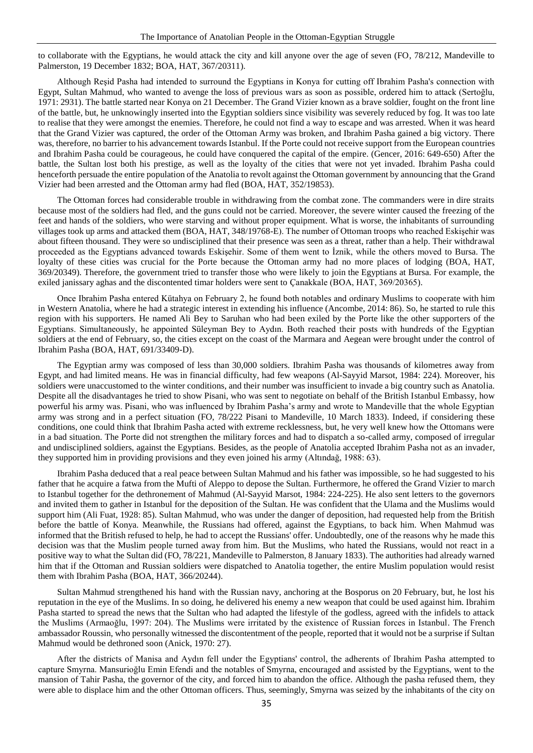to collaborate with the Egyptians, he would attack the city and kill anyone over the age of seven (FO, 78/212, Mandeville to Palmerston, 19 December 1832; BOA, HAT, 367/20311).

Although Reşid Pasha had intended to surround the Egyptians in Konya for cutting off Ibrahim Pasha's connection with Egypt, Sultan Mahmud, who wanted to avenge the loss of previous wars as soon as possible, ordered him to attack (Sertoğlu, 1971: 2931). The battle started near Konya on 21 December. The Grand Vizier known as a brave soldier, fought on the front line of the battle, but, he unknowingly inserted into the Egyptian soldiers since visibility was severely reduced by fog. It was too late to realise that they were amongst the enemies. Therefore, he could not find a way to escape and was arrested. When it was heard that the Grand Vizier was captured, the order of the Ottoman Army was broken, and Ibrahim Pasha gained a big victory. There was, therefore, no barrier to his advancement towards Istanbul. If the Porte could not receive support from the European countries and Ibrahim Pasha could be courageous, he could have conquered the capital of the empire. (Gencer, 2016: 649-650) After the battle, the Sultan lost both his prestige, as well as the loyalty of the cities that were not yet invaded. Ibrahim Pasha could henceforth persuade the entire population of the Anatolia to revolt against the Ottoman government by announcing that the Grand Vizier had been arrested and the Ottoman army had fled (BOA, HAT, 352/19853).

The Ottoman forces had considerable trouble in withdrawing from the combat zone. The commanders were in dire straits because most of the soldiers had fled, and the guns could not be carried. Moreover, the severe winter caused the freezing of the feet and hands of the soldiers, who were starving and without proper equipment. What is worse, the inhabitants of surrounding villages took up arms and attacked them (BOA, HAT, 348/19768-E). The number of Ottoman troops who reached Eskişehir was about fifteen thousand. They were so undisciplined that their presence was seen as a threat, rather than a help. Their withdrawal proceeded as the Egyptians advanced towards Eskişehir. Some of them went to İznik, while the others moved to Bursa. The loyalty of these cities was crucial for the Porte because the Ottoman army had no more places of lodging (BOA, HAT, 369/20349). Therefore, the government tried to transfer those who were likely to join the Egyptians at Bursa. For example, the exiled janissary aghas and the discontented timar holders were sent to Çanakkale (BOA, HAT, 369/20365).

Once Ibrahim Pasha entered Kütahya on February 2, he found both notables and ordinary Muslims to cooperate with him in Western Anatolia, where he had a strategic interest in extending his influence (Ancombe, 2014: 86). So, he started to rule this region with his supporters. He named Ali Bey to Saruhan who had been exiled by the Porte like the other supporters of the Egyptians. Simultaneously, he appointed Süleyman Bey to Aydın. Both reached their posts with hundreds of the Egyptian soldiers at the end of February, so, the cities except on the coast of the Marmara and Aegean were brought under the control of Ibrahim Pasha (BOA, HAT, 691/33409-D).

The Egyptian army was composed of less than 30,000 soldiers. Ibrahim Pasha was thousands of kilometres away from Egypt, and had limited means. He was in financial difficulty, had few weapons (Al-Sayyid Marsot, 1984: 224). Moreover, his soldiers were unaccustomed to the winter conditions, and their number was insufficient to invade a big country such as Anatolia. Despite all the disadvantages he tried to show Pisani, who was sent to negotiate on behalf of the British Istanbul Embassy, how powerful his army was. Pisani, who was influenced by Ibrahim Pasha's army and wrote to Mandeville that the whole Egyptian army was strong and in a perfect situation (FO, 78/222 Pisani to Mandeville, 10 March 1833). Indeed, if considering these conditions, one could think that Ibrahim Pasha acted with extreme recklessness, but, he very well knew how the Ottomans were in a bad situation. The Porte did not strengthen the military forces and had to dispatch a so-called army, composed of irregular and undisciplined soldiers, against the Egyptians. Besides, as the people of Anatolia accepted Ibrahim Pasha not as an invader, they supported him in providing provisions and they even joined his army (Altındağ, 1988: 63).

Ibrahim Pasha deduced that a real peace between Sultan Mahmud and his father was impossible, so he had suggested to his father that he acquire a fatwa from the Mufti of Aleppo to depose the Sultan. Furthermore, he offered the Grand Vizier to march to Istanbul together for the dethronement of Mahmud (Al-Sayyid Marsot, 1984: 224-225). He also sent letters to the governors and invited them to gather in Istanbul for the deposition of the Sultan. He was confident that the Ulama and the Muslims would support him (Ali Fuat, 1928: 85). Sultan Mahmud, who was under the danger of deposition, had requested help from the British before the battle of Konya. Meanwhile, the Russians had offered, against the Egyptians, to back him. When Mahmud was informed that the British refused to help, he had to accept the Russians' offer. Undoubtedly, one of the reasons why he made this decision was that the Muslim people turned away from him. But the Muslims, who hated the Russians, would not react in a positive way to what the Sultan did (FO, 78/221, Mandeville to Palmerston, 8 January 1833). The authorities had already warned him that if the Ottoman and Russian soldiers were dispatched to Anatolia together, the entire Muslim population would resist them with Ibrahim Pasha (BOA, HAT, 366/20244).

Sultan Mahmud strengthened his hand with the Russian navy, anchoring at the Bosporus on 20 February, but, he lost his reputation in the eye of the Muslims. In so doing, he delivered his enemy a new weapon that could be used against him. Ibrahim Pasha started to spread the news that the Sultan who had adapted the lifestyle of the godless, agreed with the infidels to attack the Muslims (Armaoğlu, 1997: 204). The Muslims were irritated by the existence of Russian forces in Istanbul. The French ambassador Roussin, who personally witnessed the discontentment of the people, reported that it would not be a surprise if Sultan Mahmud would be dethroned soon (Anick, 1970: 27).

After the districts of Manisa and Aydın fell under the Egyptians' control, the adherents of Ibrahim Pasha attempted to capture Smyrna. Mansurioğlu Emin Efendi and the notables of Smyrna, encouraged and assisted by the Egyptians, went to the mansion of Tahir Pasha, the governor of the city, and forced him to abandon the office. Although the pasha refused them, they were able to displace him and the other Ottoman officers. Thus, seemingly, Smyrna was seized by the inhabitants of the city on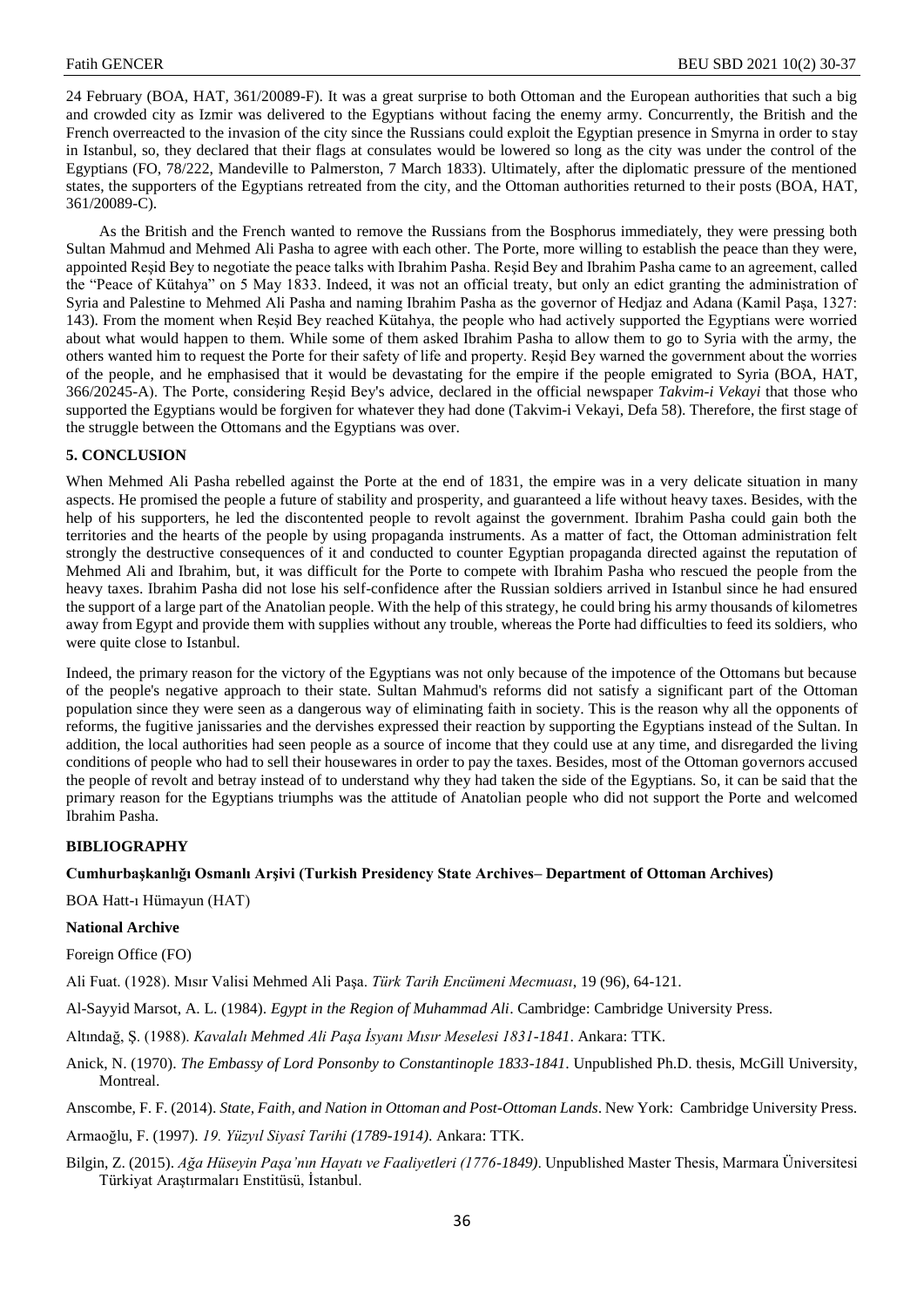24 February (BOA, HAT, 361/20089-F). It was a great surprise to both Ottoman and the European authorities that such a big and crowded city as Izmir was delivered to the Egyptians without facing the enemy army. Concurrently, the British and the French overreacted to the invasion of the city since the Russians could exploit the Egyptian presence in Smyrna in order to stay in Istanbul, so, they declared that their flags at consulates would be lowered so long as the city was under the control of the Egyptians (FO, 78/222, Mandeville to Palmerston, 7 March 1833). Ultimately, after the diplomatic pressure of the mentioned states, the supporters of the Egyptians retreated from the city, and the Ottoman authorities returned to their posts (BOA, HAT, 361/20089-C).

As the British and the French wanted to remove the Russians from the Bosphorus immediately, they were pressing both Sultan Mahmud and Mehmed Ali Pasha to agree with each other. The Porte, more willing to establish the peace than they were, appointed Reşid Bey to negotiate the peace talks with Ibrahim Pasha. Reşid Bey and Ibrahim Pasha came to an agreement, called the "Peace of Kütahya" on 5 May 1833. Indeed, it was not an official treaty, but only an edict granting the administration of Syria and Palestine to Mehmed Ali Pasha and naming Ibrahim Pasha as the governor of Hedjaz and Adana (Kamil Paşa, 1327: 143). From the moment when Reşid Bey reached Kütahya, the people who had actively supported the Egyptians were worried about what would happen to them. While some of them asked Ibrahim Pasha to allow them to go to Syria with the army, the others wanted him to request the Porte for their safety of life and property. Reşid Bey warned the government about the worries of the people, and he emphasised that it would be devastating for the empire if the people emigrated to Syria (BOA, HAT, 366/20245-A). The Porte, considering Reşid Bey's advice, declared in the official newspaper *Takvim-i Vekayi* that those who supported the Egyptians would be forgiven for whatever they had done (Takvim-i Vekayi, Defa 58). Therefore, the first stage of the struggle between the Ottomans and the Egyptians was over.

## 5. CONCLUSION

When Mehmed Ali Pasha rebelled against the Porte at the end of 1831, the empire was in a very delicate situation in many aspects. He promised the people a future of stability and prosperity, and guaranteed a life without heavy taxes. Besides, with the help of his supporters, he led the discontented people to revolt against the government. Ibrahim Pasha could gain both the territories and the hearts of the people by using propaganda instruments. As a matter of fact, the Ottoman administration felt strongly the destructive consequences of it and conducted to counter Egyptian propaganda directed against the reputation of Mehmed Ali and Ibrahim, but, it was difficult for the Porte to compete with Ibrahim Pasha who rescued the people from the heavy taxes. Ibrahim Pasha did not lose his self-confidence after the Russian soldiers arrived in Istanbul since he had ensured the support of a large part of the Anatolian people. With the help of this strategy, he could bring his army thousands of kilometres away from Egypt and provide them with supplies without any trouble, whereas the Porte had difficulties to feed its soldiers, who were quite close to Istanbul.

Indeed, the primary reason for the victory of the Egyptians was not only because of the impotence of the Ottomans but because of the people's negative approach to their state. Sultan Mahmud's reforms did not satisfy a significant part of the Ottoman population since they were seen as a dangerous way of eliminating faith in society. This is the reason why all the opponents of reforms, the fugitive janissaries and the dervishes expressed their reaction by supporting the Egyptians instead of the Sultan. In addition, the local authorities had seen people as a source of income that they could use at any time, and disregarded the living conditions of people who had to sell their housewares in order to pay the taxes. Besides, most of the Ottoman governors accused the people of revolt and betray instead of to understand why they had taken the side of the Egyptians. So, it can be said that the primary reason for the Egyptians triumphs was the attitude of Anatolian people who did not support the Porte and welcomed Ibrahim Pasha.

## BIBLIOGRAPHY

**Cumhurbaşkanlığı Osmanlı Arşivi (Turkish Presidency State Archives– Department of Ottoman Archives)**

BOA Hatt-ı Hümayun (HAT)

**National Archive**

Foreign Office (FO)

Ali Fuat. (1928). Mısır Valisi Mehmed Ali Paşa. *Türk Tarih Encümeni Mecmuası*, 19 (96), 64-121.

Al-Sayyid Marsot, A. L. (1984). *Egypt in the Region of Muhammad Ali*. Cambridge: Cambridge University Press.

Altındağ, Ş. (1988). *Kavalalı Mehmed Ali Paşa İsyanı Mısır Meselesi 1831-1841*. Ankara: TTK.

Anick, N. (1970). *The Embassy of Lord Ponsonby to Constantinople 1833-1841*. Unpublished Ph.D. thesis, McGill University, Montreal.

Anscombe, F. F. (2014). *State, Faith, and Nation in Ottoman and Post-Ottoman Lands*. New York: Cambridge University Press.

Armaoğlu, F. (1997). *19. Yüzyıl Siyasî Tarihi (1789-1914)*. Ankara: TTK.

Bilgin, Z. (2015). *Ağa Hüseyin Paşa'nın Hayatı ve Faaliyetleri (1776-1849)*. Unpublished Master Thesis, Marmara Üniversitesi Türkiyat Araştırmaları Enstitüsü, İstanbul.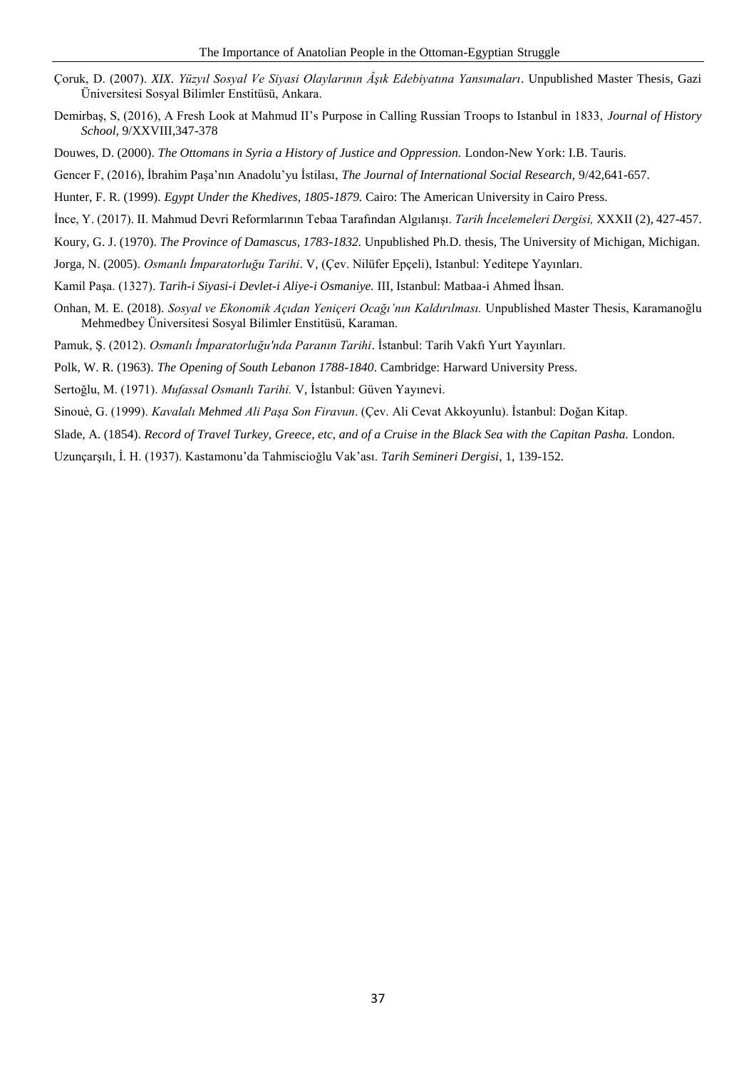Çoruk, D. (2007). *XIX. Yüzyıl Sosyal Ve Siyasi Olaylarının Âşık Edebiyatına Yansımaları*. Unpublished Master Thesis, Gazi Üniversitesi Sosyal Bilimler Enstitüsü, Ankara.

Demirbaş, S, (2016), A Fresh Look at Mahmud II's Purpose in Calling Russian Troops to Istanbul in 1833, *Journal of History School,* 9/XXVIII,347-378

Douwes, D. (2000). *The Ottomans in Syria a History of Justice and Oppression.* London-New York: I.B. Tauris.

Gencer F, (2016), İbrahim Paşa'nın Anadolu'yu İstilası, *The Journal of International Social Research,* 9/42,641-657.

Hunter, F. R. (1999). *Egypt Under the Khedives, 1805-1879.* Cairo: The American University in Cairo Press.

İnce, Y. (2017). II. Mahmud Devri Reformlarının Tebaa Tarafından Algılanışı. *Tarih İncelemeleri Dergisi,* XXXII (2), 427-457.

Koury, G. J. (1970). *The Province of Damascus, 1783-1832.* Unpublished Ph.D. thesis, The University of Michigan, Michigan.

Jorga, N. (2005). *Osmanlı İmparatorluğu Tarihi*. V, (Çev. Nilüfer Epçeli), Istanbul: Yeditepe Yayınları.

Kamil Paşa. (1327). *Tarih-i Siyasi-i Devlet-i Aliye-i Osmaniye.* III, Istanbul: Matbaa-i Ahmed İhsan.

Onhan, M. E. (2018). *Sosyal ve Ekonomik Açıdan Yeniçeri Ocağı'nın Kaldırılması.* Unpublished Master Thesis, Karamanoğlu Mehmedbey Üniversitesi Sosyal Bilimler Enstitüsü, Karaman.

Pamuk, Ş. (2012). *Osmanlı İmparatorluğu'nda Paranın Tarihi*. İstanbul: Tarih Vakfı Yurt Yayınları.

Polk, W. R. (1963). *The Opening of South Lebanon 1788-1840*. Cambridge: Harward University Press.

Sertoğlu, M. (1971). *Mufassal Osmanlı Tarihi.* V, İstanbul: Güven Yayınevi.

Sinouè, G. (1999). *Kavalalı Mehmed Ali Paşa Son Firavun*. (Çev. Ali Cevat Akkoyunlu). İstanbul: Doğan Kitap.

Slade, A. (1854). *Record of Travel Turkey, Greece, etc, and of a Cruise in the Black Sea with the Capitan Pasha.* London.

Uzunçarşılı, İ. H. (1937). Kastamonu'da Tahmiscioğlu Vak'ası. *Tarih Semineri Dergisi*, 1, 139-152.